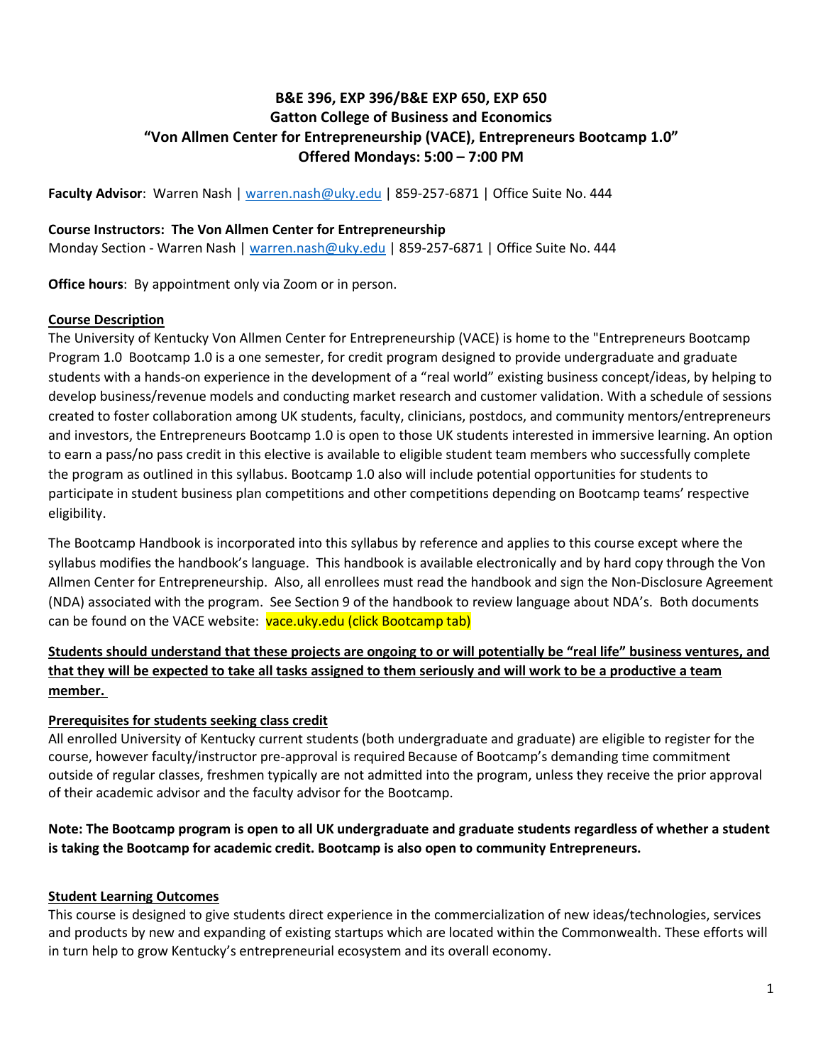# B&E 396, EXP 396/B&E EXP 650, EXP 650
## Gatton College of Business and Economics
## "Von Allmen Center for Entrepreneurship (VACE), Entrepreneurs Bootcamp 1.0"
## Offered Mondays: 5:00 – 7:00 PM

**Faculty Advisor**: Warren Nash | warren.nash@uky.edu | 859-257-6871 | Office Suite No. 444

**Course Instructors: The Von Allmen Center for Entrepreneurship**
Monday Section - Warren Nash | warren.nash@uky.edu | 859-257-6871 | Office Suite No. 444

**Office hours**: By appointment only via Zoom or in person.

### Course Description

The University of Kentucky Von Allmen Center for Entrepreneurship (VACE) is home to the "Entrepreneurs Bootcamp Program 1.0 Bootcamp 1.0 is a one semester, for credit program designed to provide undergraduate and graduate students with a hands-on experience in the development of a "real world" existing business concept/ideas, by helping to develop business/revenue models and conducting market research and customer validation. With a schedule of sessions created to foster collaboration among UK students, faculty, clinicians, postdocs, and community mentors/entrepreneurs and investors, the Entrepreneurs Bootcamp 1.0 is open to those UK students interested in immersive learning. An option to earn a pass/no pass credit in this elective is available to eligible student team members who successfully complete the program as outlined in this syllabus. Bootcamp 1.0 also will include potential opportunities for students to participate in student business plan competitions and other competitions depending on Bootcamp teams' respective eligibility.

The Bootcamp Handbook is incorporated into this syllabus by reference and applies to this course except where the syllabus modifies the handbook's language. This handbook is available electronically and by hard copy through the Von Allmen Center for Entrepreneurship. Also, all enrollees must read the handbook and sign the Non-Disclosure Agreement (NDA) associated with the program. See Section 9 of the handbook to review language about NDA's. Both documents can be found on the VACE website: vace.uky.edu (click Bootcamp tab)

**Students should understand that these projects are ongoing to or will potentially be "real life" business ventures, and that they will be expected to take all tasks assigned to them seriously and will work to be a productive a team member.**

### Prerequisites for students seeking class credit

All enrolled University of Kentucky current students (both undergraduate and graduate) are eligible to register for the course, however faculty/instructor pre-approval is required Because of Bootcamp's demanding time commitment outside of regular classes, freshmen typically are not admitted into the program, unless they receive the prior approval of their academic advisor and the faculty advisor for the Bootcamp.

**Note: The Bootcamp program is open to all UK undergraduate and graduate students regardless of whether a student is taking the Bootcamp for academic credit. Bootcamp is also open to community Entrepreneurs.**

### Student Learning Outcomes

This course is designed to give students direct experience in the commercialization of new ideas/technologies, services and products by new and expanding of existing startups which are located within the Commonwealth. These efforts will in turn help to grow Kentucky's entrepreneurial ecosystem and its overall economy.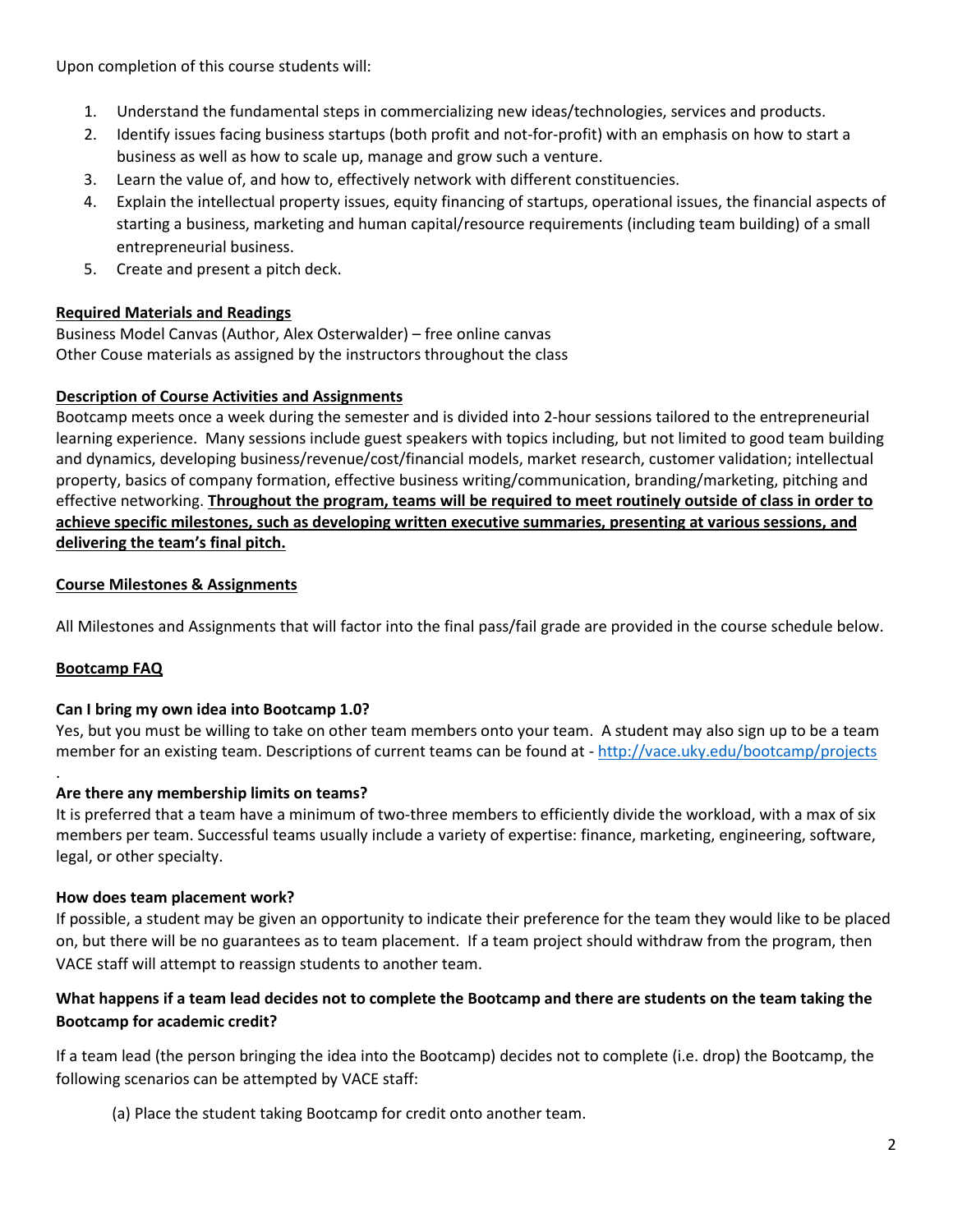Upon completion of this course students will:

1. Understand the fundamental steps in commercializing new ideas/technologies, services and products.
2. Identify issues facing business startups (both profit and not-for-profit) with an emphasis on how to start a business as well as how to scale up, manage and grow such a venture.
3. Learn the value of, and how to, effectively network with different constituencies.
4. Explain the intellectual property issues, equity financing of startups, operational issues, the financial aspects of starting a business, marketing and human capital/resource requirements (including team building) of a small entrepreneurial business.
5. Create and present a pitch deck.

**Required Materials and Readings**

Business Model Canvas (Author, Alex Osterwalder) – free online canvas
Other Couse materials as assigned by the instructors throughout the class

**Description of Course Activities and Assignments**

Bootcamp meets once a week during the semester and is divided into 2-hour sessions tailored to the entrepreneurial learning experience. Many sessions include guest speakers with topics including, but not limited to good team building and dynamics, developing business/revenue/cost/financial models, market research, customer validation; intellectual property, basics of company formation, effective business writing/communication, branding/marketing, pitching and effective networking. **Throughout the program, teams will be required to meet routinely outside of class in order to achieve specific milestones, such as developing written executive summaries, presenting at various sessions, and delivering the team's final pitch.**

**Course Milestones & Assignments**

All Milestones and Assignments that will factor into the final pass/fail grade are provided in the course schedule below.

**Bootcamp FAQ**

**Can I bring my own idea into Bootcamp 1.0?**

Yes, but you must be willing to take on other team members onto your team. A student may also sign up to be a team member for an existing team. Descriptions of current teams can be found at - http://vace.uky.edu/bootcamp/projects

.

**Are there any membership limits on teams?**

It is preferred that a team have a minimum of two-three members to efficiently divide the workload, with a max of six members per team. Successful teams usually include a variety of expertise: finance, marketing, engineering, software, legal, or other specialty.

**How does team placement work?**

If possible, a student may be given an opportunity to indicate their preference for the team they would like to be placed on, but there will be no guarantees as to team placement. If a team project should withdraw from the program, then VACE staff will attempt to reassign students to another team.

**What happens if a team lead decides not to complete the Bootcamp and there are students on the team taking the Bootcamp for academic credit?**

If a team lead (the person bringing the idea into the Bootcamp) decides not to complete (i.e. drop) the Bootcamp, the following scenarios can be attempted by VACE staff:

(a) Place the student taking Bootcamp for credit onto another team.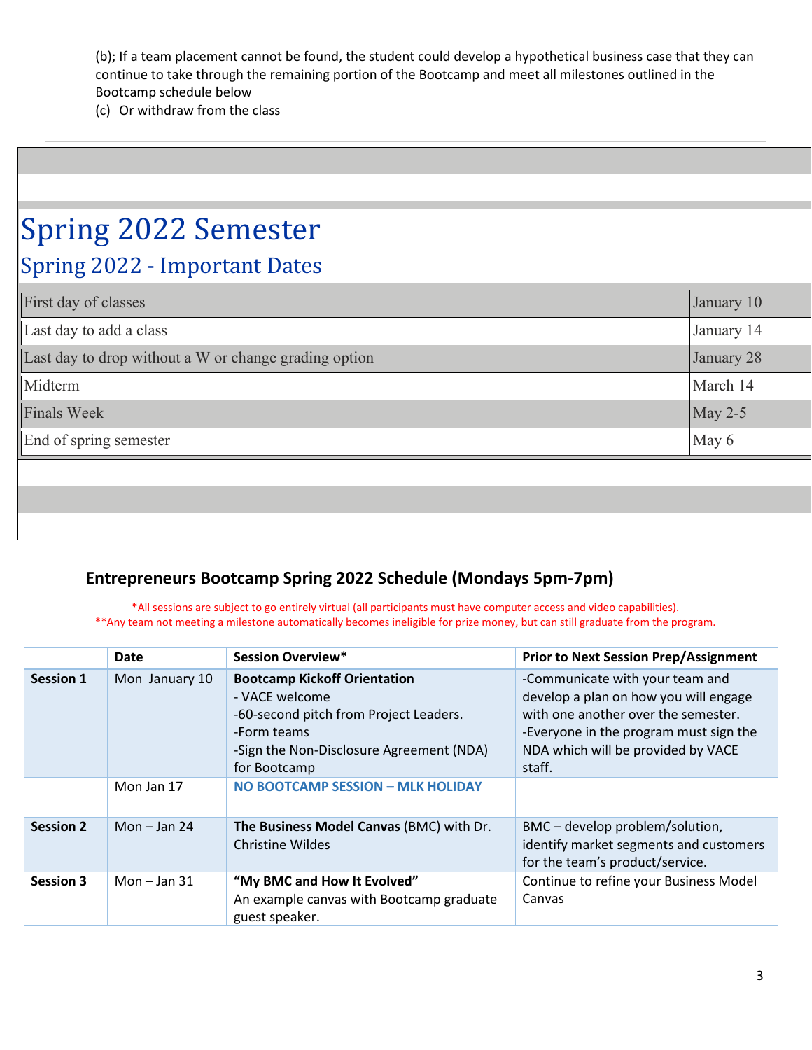(b); If a team placement cannot be found, the student could develop a hypothetical business case that they can continue to take through the remaining portion of the Bootcamp and meet all milestones outlined in the Bootcamp schedule below

(c) Or withdraw from the class

# Spring 2022 Semester

## Spring 2022 - Important Dates

| | |
|---|---|
| First day of classes | January 10 |
| Last day to add a class | January 14 |
| Last day to drop without a W or change grading option | January 28 |
| Midterm | March 14 |
| Finals Week | May 2-5 |
| End of spring semester | May 6 |

### Entrepreneurs Bootcamp Spring 2022 Schedule (Mondays 5pm-7pm)

*All sessions are subject to go entirely virtual (all participants must have computer access and video capabilities).
**Any team not meeting a milestone automatically becomes ineligible for prize money, but can still graduate from the program.

| | Date | Session Overview* | Prior to Next Session Prep/Assignment |
|---|---|---|---|
| **Session 1** | Mon January 10 | **Bootcamp Kickoff Orientation**<br>- VACE welcome<br>-60-second pitch from Project Leaders.<br>-Form teams<br>-Sign the Non-Disclosure Agreement (NDA) for Bootcamp | -Communicate with your team and develop a plan on how you will engage with one another over the semester.<br>-Everyone in the program must sign the NDA which will be provided by VACE staff. |
| | Mon Jan 17 | **NO BOOTCAMP SESSION – MLK HOLIDAY** | |
| **Session 2** | Mon – Jan 24 | **The Business Model Canvas** (BMC) with Dr. Christine Wildes | BMC – develop problem/solution, identify market segments and customers for the team's product/service. |
| **Session 3** | Mon – Jan 31 | **"My BMC and How It Evolved"**<br>An example canvas with Bootcamp graduate guest speaker. | Continue to refine your Business Model Canvas |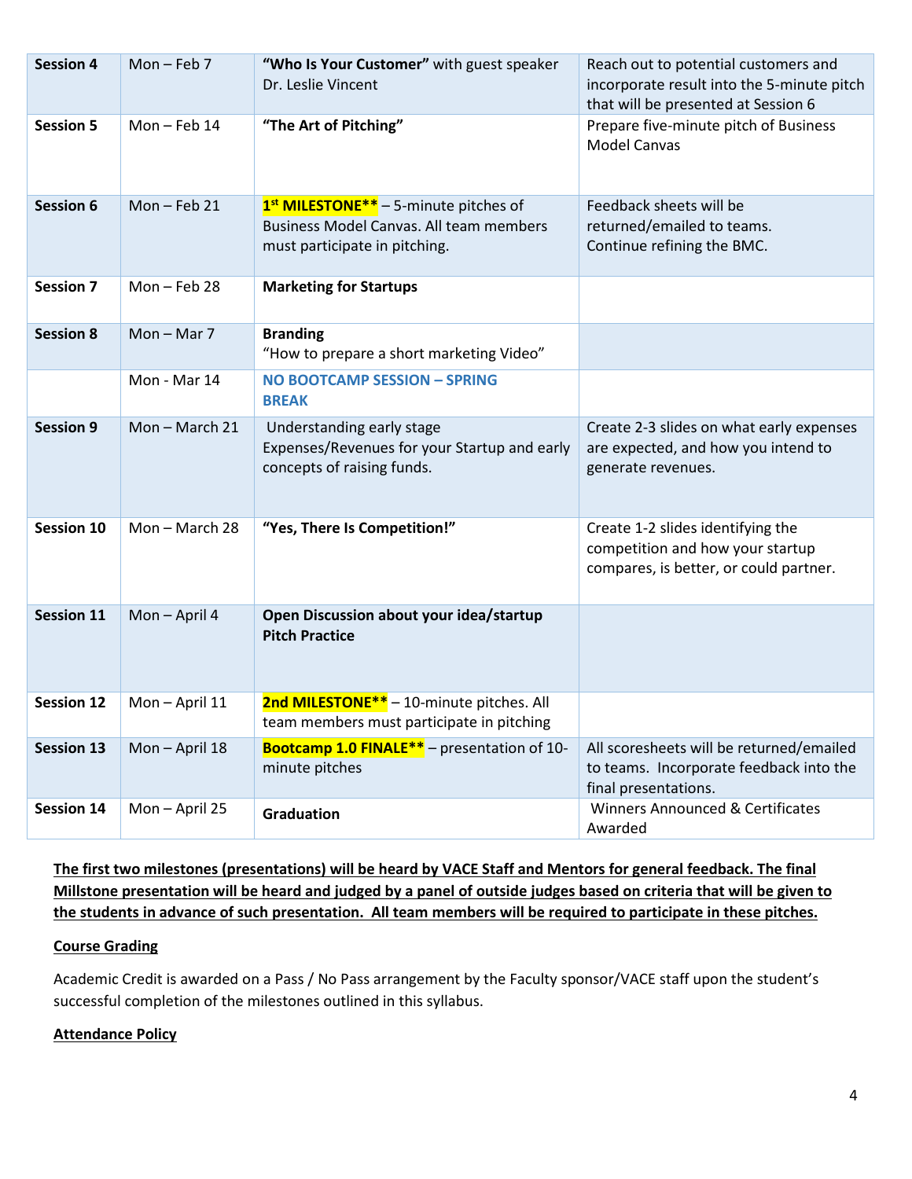| Session 4 | Mon – Feb 7 | **"Who Is Your Customer"** with guest speaker Dr. Leslie Vincent | Reach out to potential customers and incorporate result into the 5-minute pitch that will be presented at Session 6 |
|---|---|---|---|
| **Session 5** | Mon – Feb 14 | **"The Art of Pitching"** | Prepare five-minute pitch of Business Model Canvas |
| **Session 6** | Mon – Feb 21 | **1st MILESTONE**** – 5-minute pitches of Business Model Canvas. All team members must participate in pitching. | Feedback sheets will be returned/emailed to teams. Continue refining the BMC. |
| **Session 7** | Mon – Feb 28 | **Marketing for Startups** | |
| **Session 8** | Mon – Mar 7 | **Branding** "How to prepare a short marketing Video" | |
| | Mon - Mar 14 | **NO BOOTCAMP SESSION – SPRING BREAK** | |
| **Session 9** | Mon – March 21 | Understanding early stage Expenses/Revenues for your Startup and early concepts of raising funds. | Create 2-3 slides on what early expenses are expected, and how you intend to generate revenues. |
| **Session 10** | Mon – March 28 | **"Yes, There Is Competition!"** | Create 1-2 slides identifying the competition and how your startup compares, is better, or could partner. |
| **Session 11** | Mon – April 4 | **Open Discussion about your idea/startup Pitch Practice** | |
| **Session 12** | Mon – April 11 | **2nd MILESTONE**** – 10-minute pitches. All team members must participate in pitching | |
| **Session 13** | Mon – April 18 | **Bootcamp 1.0 FINALE**** – presentation of 10-minute pitches | All scoresheets will be returned/emailed to teams. Incorporate feedback into the final presentations. |
| **Session 14** | Mon – April 25 | **Graduation** | Winners Announced & Certificates Awarded |

**The first two milestones (presentations) will be heard by VACE Staff and Mentors for general feedback. The final Millstone presentation will be heard and judged by a panel of outside judges based on criteria that will be given to the students in advance of such presentation. All team members will be required to participate in these pitches.**

**Course Grading**

Academic Credit is awarded on a Pass / No Pass arrangement by the Faculty sponsor/VACE staff upon the student's successful completion of the milestones outlined in this syllabus.

**Attendance Policy**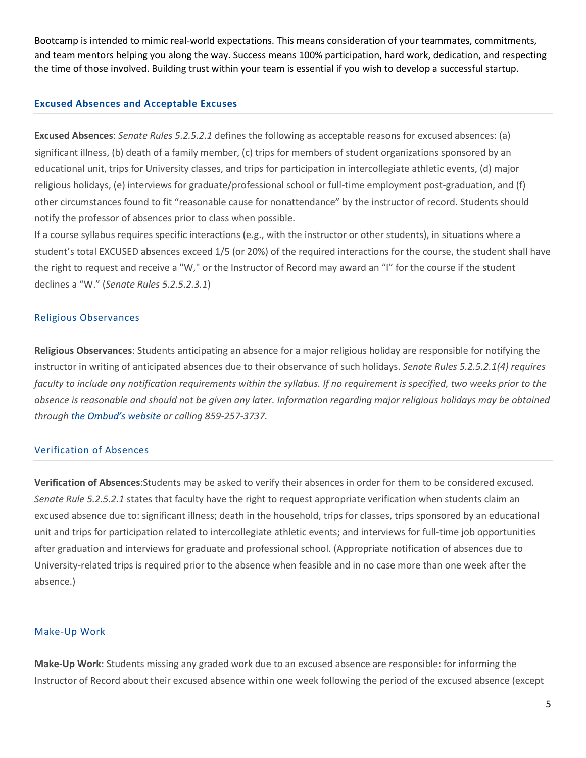Bootcamp is intended to mimic real-world expectations. This means consideration of your teammates, commitments, and team mentors helping you along the way. Success means 100% participation, hard work, dedication, and respecting the time of those involved. Building trust within your team is essential if you wish to develop a successful startup.

### Excused Absences and Acceptable Excuses

**Excused Absences**: *Senate Rules 5.2.5.2.1* defines the following as acceptable reasons for excused absences: (a) significant illness, (b) death of a family member, (c) trips for members of student organizations sponsored by an educational unit, trips for University classes, and trips for participation in intercollegiate athletic events, (d) major religious holidays, (e) interviews for graduate/professional school or full-time employment post-graduation, and (f) other circumstances found to fit "reasonable cause for nonattendance" by the instructor of record. Students should notify the professor of absences prior to class when possible.
If a course syllabus requires specific interactions (e.g., with the instructor or other students), in situations where a student's total EXCUSED absences exceed 1/5 (or 20%) of the required interactions for the course, the student shall have the right to request and receive a "W," or the Instructor of Record may award an "I" for the course if the student declines a "W." (*Senate Rules 5.2.5.2.3.1*)

### Religious Observances

**Religious Observances**: Students anticipating an absence for a major religious holiday are responsible for notifying the instructor in writing of anticipated absences due to their observance of such holidays. *Senate Rules 5.2.5.2.1(4) requires faculty to include any notification requirements within the syllabus. If no requirement is specified, two weeks prior to the absence is reasonable and should not be given any later. Information regarding major religious holidays may be obtained through the Ombud's website or calling 859-257-3737.*

### Verification of Absences

**Verification of Absences**:Students may be asked to verify their absences in order for them to be considered excused. *Senate Rule 5.2.5.2.1* states that faculty have the right to request appropriate verification when students claim an excused absence due to: significant illness; death in the household, trips for classes, trips sponsored by an educational unit and trips for participation related to intercollegiate athletic events; and interviews for full-time job opportunities after graduation and interviews for graduate and professional school. (Appropriate notification of absences due to University-related trips is required prior to the absence when feasible and in no case more than one week after the absence.)

### Make-Up Work

**Make-Up Work**: Students missing any graded work due to an excused absence are responsible: for informing the Instructor of Record about their excused absence within one week following the period of the excused absence (except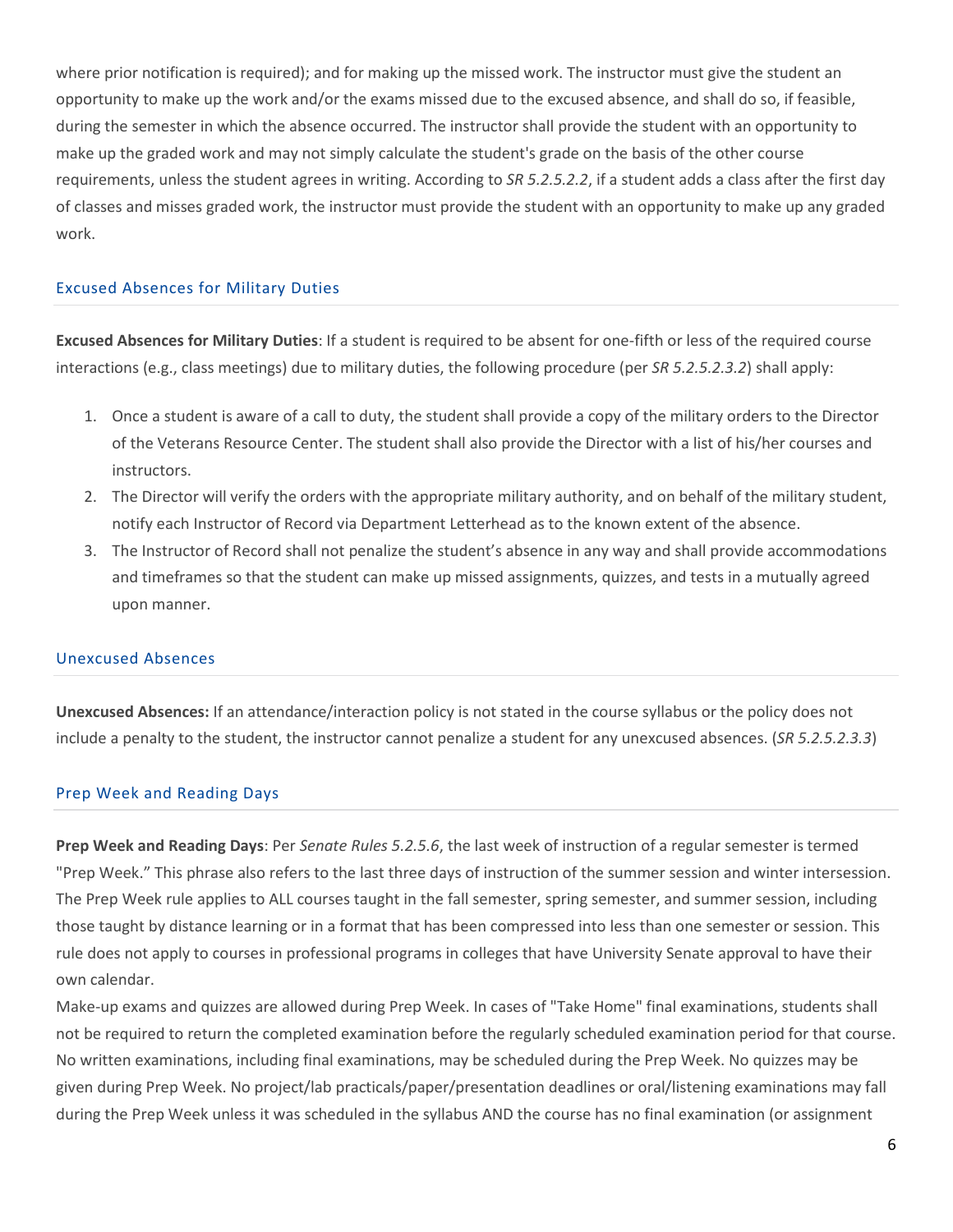where prior notification is required); and for making up the missed work. The instructor must give the student an opportunity to make up the work and/or the exams missed due to the excused absence, and shall do so, if feasible, during the semester in which the absence occurred. The instructor shall provide the student with an opportunity to make up the graded work and may not simply calculate the student's grade on the basis of the other course requirements, unless the student agrees in writing. According to *SR 5.2.5.2.2*, if a student adds a class after the first day of classes and misses graded work, the instructor must provide the student with an opportunity to make up any graded work.

### Excused Absences for Military Duties

**Excused Absences for Military Duties**: If a student is required to be absent for one-fifth or less of the required course interactions (e.g., class meetings) due to military duties, the following procedure (per *SR 5.2.5.2.3.2*) shall apply:

1. Once a student is aware of a call to duty, the student shall provide a copy of the military orders to the Director of the Veterans Resource Center. The student shall also provide the Director with a list of his/her courses and instructors.
2. The Director will verify the orders with the appropriate military authority, and on behalf of the military student, notify each Instructor of Record via Department Letterhead as to the known extent of the absence.
3. The Instructor of Record shall not penalize the student's absence in any way and shall provide accommodations and timeframes so that the student can make up missed assignments, quizzes, and tests in a mutually agreed upon manner.

### Unexcused Absences

**Unexcused Absences:** If an attendance/interaction policy is not stated in the course syllabus or the policy does not include a penalty to the student, the instructor cannot penalize a student for any unexcused absences. (*SR 5.2.5.2.3.3*)

### Prep Week and Reading Days

**Prep Week and Reading Days**: Per *Senate Rules 5.2.5.6*, the last week of instruction of a regular semester is termed "Prep Week." This phrase also refers to the last three days of instruction of the summer session and winter intersession. The Prep Week rule applies to ALL courses taught in the fall semester, spring semester, and summer session, including those taught by distance learning or in a format that has been compressed into less than one semester or session. This rule does not apply to courses in professional programs in colleges that have University Senate approval to have their own calendar.

Make-up exams and quizzes are allowed during Prep Week. In cases of "Take Home" final examinations, students shall not be required to return the completed examination before the regularly scheduled examination period for that course. No written examinations, including final examinations, may be scheduled during the Prep Week. No quizzes may be given during Prep Week. No project/lab practicals/paper/presentation deadlines or oral/listening examinations may fall during the Prep Week unless it was scheduled in the syllabus AND the course has no final examination (or assignment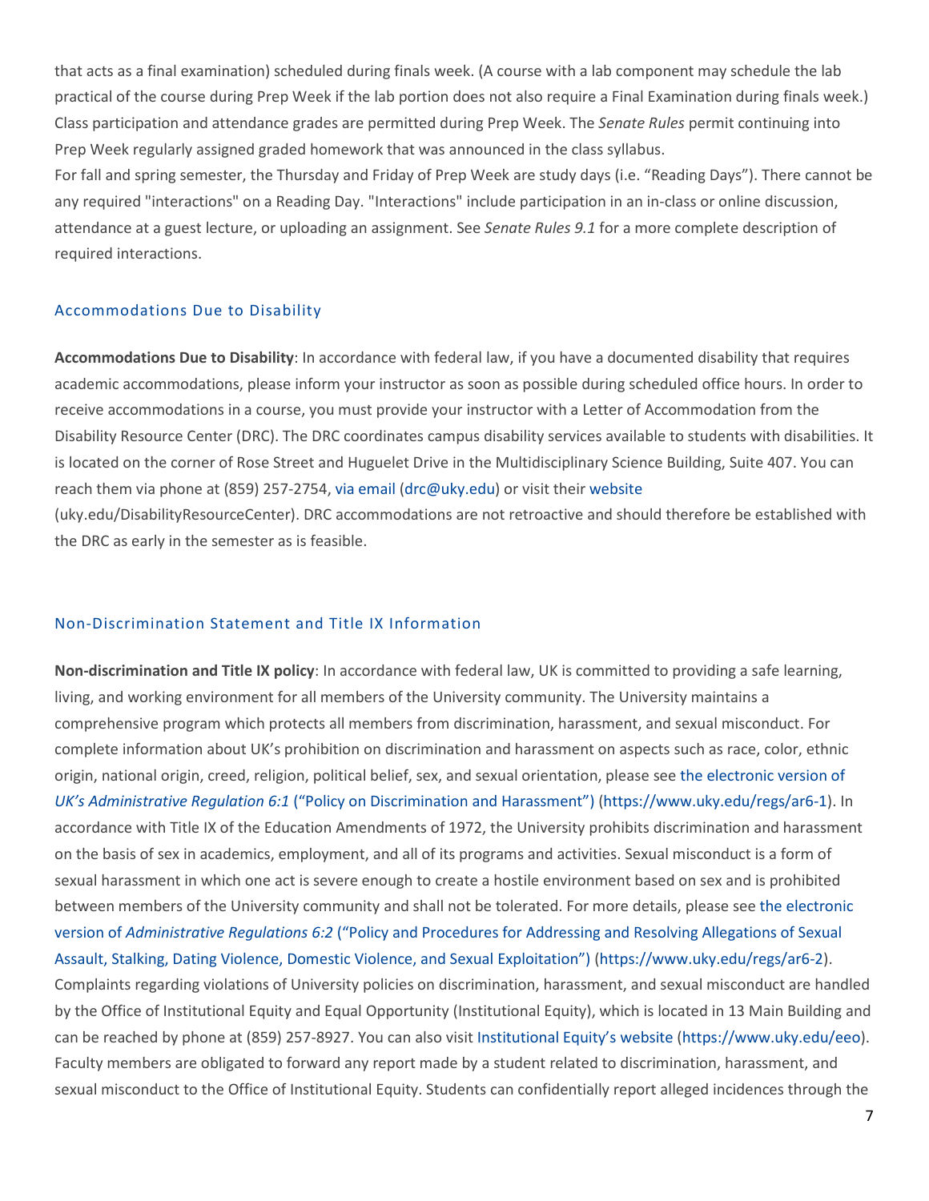that acts as a final examination) scheduled during finals week. (A course with a lab component may schedule the lab practical of the course during Prep Week if the lab portion does not also require a Final Examination during finals week.) Class participation and attendance grades are permitted during Prep Week. The *Senate Rules* permit continuing into Prep Week regularly assigned graded homework that was announced in the class syllabus.

For fall and spring semester, the Thursday and Friday of Prep Week are study days (i.e. "Reading Days"). There cannot be any required "interactions" on a Reading Day. "Interactions" include participation in an in-class or online discussion, attendance at a guest lecture, or uploading an assignment. See *Senate Rules 9.1* for a more complete description of required interactions.

## Accommodations Due to Disability

**Accommodations Due to Disability**: In accordance with federal law, if you have a documented disability that requires academic accommodations, please inform your instructor as soon as possible during scheduled office hours. In order to receive accommodations in a course, you must provide your instructor with a Letter of Accommodation from the Disability Resource Center (DRC). The DRC coordinates campus disability services available to students with disabilities. It is located on the corner of Rose Street and Huguelet Drive in the Multidisciplinary Science Building, Suite 407. You can reach them via phone at (859) 257-2754, via email (drc@uky.edu) or visit their website (uky.edu/DisabilityResourceCenter). DRC accommodations are not retroactive and should therefore be established with the DRC as early in the semester as is feasible.

## Non-Discrimination Statement and Title IX Information

**Non-discrimination and Title IX policy**: In accordance with federal law, UK is committed to providing a safe learning, living, and working environment for all members of the University community. The University maintains a comprehensive program which protects all members from discrimination, harassment, and sexual misconduct. For complete information about UK's prohibition on discrimination and harassment on aspects such as race, color, ethnic origin, national origin, creed, religion, political belief, sex, and sexual orientation, please see the electronic version of *UK's Administrative Regulation 6:1* ("Policy on Discrimination and Harassment") (https://www.uky.edu/regs/ar6-1). In accordance with Title IX of the Education Amendments of 1972, the University prohibits discrimination and harassment on the basis of sex in academics, employment, and all of its programs and activities. Sexual misconduct is a form of sexual harassment in which one act is severe enough to create a hostile environment based on sex and is prohibited between members of the University community and shall not be tolerated. For more details, please see the electronic version of *Administrative Regulations 6:2* ("Policy and Procedures for Addressing and Resolving Allegations of Sexual Assault, Stalking, Dating Violence, Domestic Violence, and Sexual Exploitation") (https://www.uky.edu/regs/ar6-2). Complaints regarding violations of University policies on discrimination, harassment, and sexual misconduct are handled by the Office of Institutional Equity and Equal Opportunity (Institutional Equity), which is located in 13 Main Building and can be reached by phone at (859) 257-8927. You can also visit Institutional Equity's website (https://www.uky.edu/eeo). Faculty members are obligated to forward any report made by a student related to discrimination, harassment, and sexual misconduct to the Office of Institutional Equity. Students can confidentially report alleged incidences through the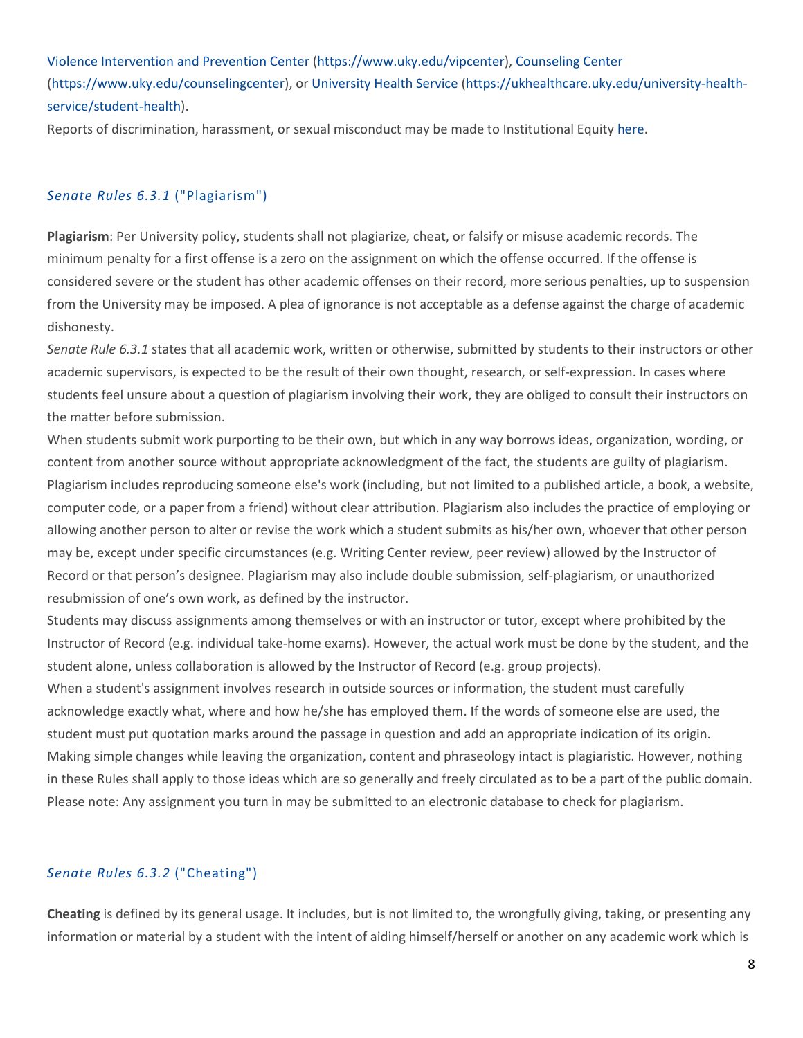Violence Intervention and Prevention Center (https://www.uky.edu/vipcenter), Counseling Center (https://www.uky.edu/counselingcenter), or University Health Service (https://ukhealthcare.uky.edu/university-health-service/student-health).
Reports of discrimination, harassment, or sexual misconduct may be made to Institutional Equity here.

### *Senate Rules 6.3.1* ("Plagiarism")

**Plagiarism**: Per University policy, students shall not plagiarize, cheat, or falsify or misuse academic records. The minimum penalty for a first offense is a zero on the assignment on which the offense occurred. If the offense is considered severe or the student has other academic offenses on their record, more serious penalties, up to suspension from the University may be imposed. A plea of ignorance is not acceptable as a defense against the charge of academic dishonesty.
*Senate Rule 6.3.1* states that all academic work, written or otherwise, submitted by students to their instructors or other academic supervisors, is expected to be the result of their own thought, research, or self-expression. In cases where students feel unsure about a question of plagiarism involving their work, they are obliged to consult their instructors on the matter before submission.
When students submit work purporting to be their own, but which in any way borrows ideas, organization, wording, or content from another source without appropriate acknowledgment of the fact, the students are guilty of plagiarism. Plagiarism includes reproducing someone else's work (including, but not limited to a published article, a book, a website, computer code, or a paper from a friend) without clear attribution. Plagiarism also includes the practice of employing or allowing another person to alter or revise the work which a student submits as his/her own, whoever that other person may be, except under specific circumstances (e.g. Writing Center review, peer review) allowed by the Instructor of Record or that person's designee. Plagiarism may also include double submission, self-plagiarism, or unauthorized resubmission of one's own work, as defined by the instructor.
Students may discuss assignments among themselves or with an instructor or tutor, except where prohibited by the Instructor of Record (e.g. individual take-home exams). However, the actual work must be done by the student, and the student alone, unless collaboration is allowed by the Instructor of Record (e.g. group projects).
When a student's assignment involves research in outside sources or information, the student must carefully acknowledge exactly what, where and how he/she has employed them. If the words of someone else are used, the student must put quotation marks around the passage in question and add an appropriate indication of its origin. Making simple changes while leaving the organization, content and phraseology intact is plagiaristic. However, nothing in these Rules shall apply to those ideas which are so generally and freely circulated as to be a part of the public domain.
Please note: Any assignment you turn in may be submitted to an electronic database to check for plagiarism.

### *Senate Rules 6.3.2* ("Cheating")

**Cheating** is defined by its general usage. It includes, but is not limited to, the wrongfully giving, taking, or presenting any information or material by a student with the intent of aiding himself/herself or another on any academic work which is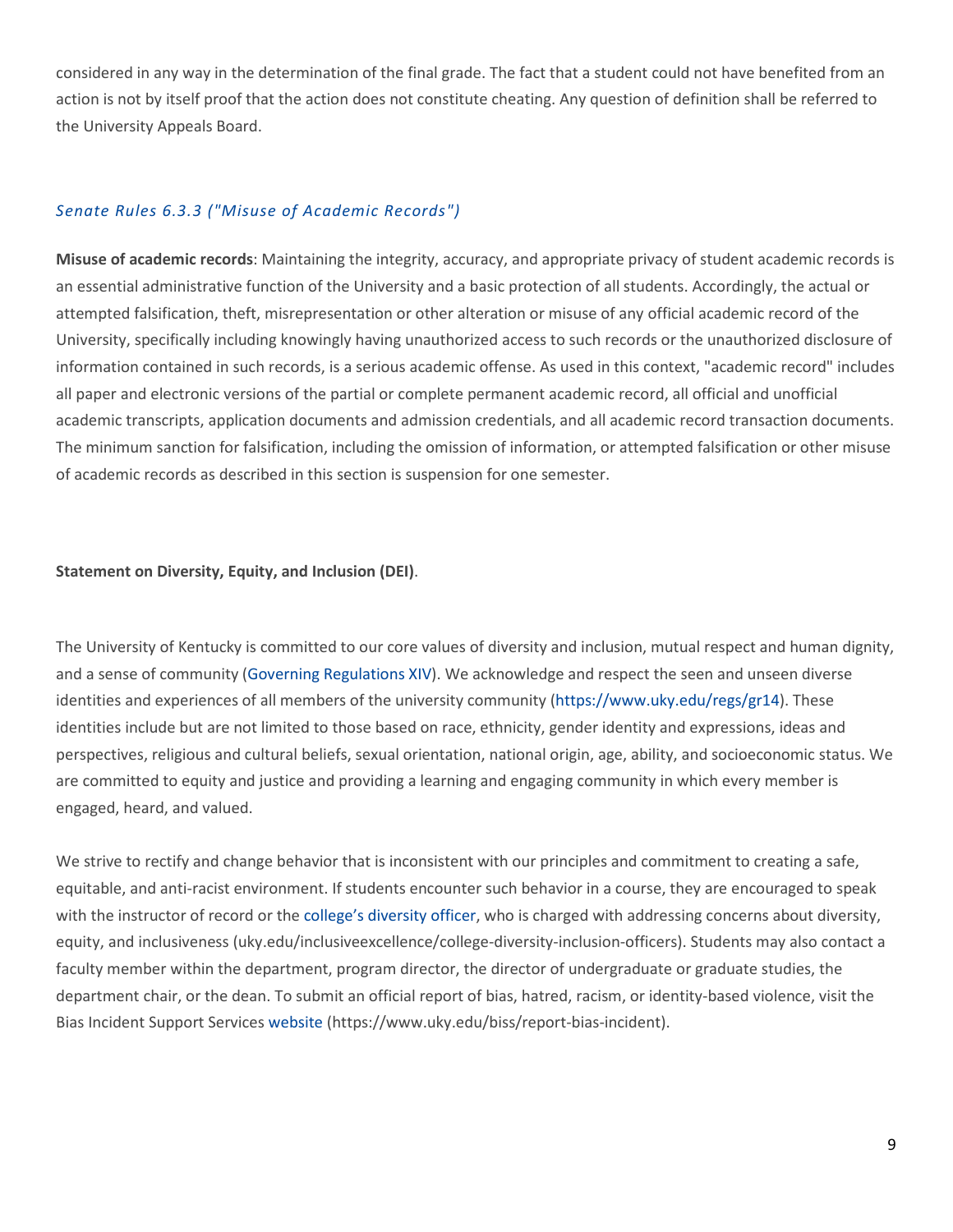considered in any way in the determination of the final grade. The fact that a student could not have benefited from an action is not by itself proof that the action does not constitute cheating. Any question of definition shall be referred to the University Appeals Board.

### *Senate Rules 6.3.3 ("Misuse of Academic Records")*

**Misuse of academic records**: Maintaining the integrity, accuracy, and appropriate privacy of student academic records is an essential administrative function of the University and a basic protection of all students. Accordingly, the actual or attempted falsification, theft, misrepresentation or other alteration or misuse of any official academic record of the University, specifically including knowingly having unauthorized access to such records or the unauthorized disclosure of information contained in such records, is a serious academic offense. As used in this context, "academic record" includes all paper and electronic versions of the partial or complete permanent academic record, all official and unofficial academic transcripts, application documents and admission credentials, and all academic record transaction documents. The minimum sanction for falsification, including the omission of information, or attempted falsification or other misuse of academic records as described in this section is suspension for one semester.

**Statement on Diversity, Equity, and Inclusion (DEI)**.

The University of Kentucky is committed to our core values of diversity and inclusion, mutual respect and human dignity, and a sense of community (Governing Regulations XIV). We acknowledge and respect the seen and unseen diverse identities and experiences of all members of the university community (https://www.uky.edu/regs/gr14). These identities include but are not limited to those based on race, ethnicity, gender identity and expressions, ideas and perspectives, religious and cultural beliefs, sexual orientation, national origin, age, ability, and socioeconomic status. We are committed to equity and justice and providing a learning and engaging community in which every member is engaged, heard, and valued.

We strive to rectify and change behavior that is inconsistent with our principles and commitment to creating a safe, equitable, and anti-racist environment. If students encounter such behavior in a course, they are encouraged to speak with the instructor of record or the college's diversity officer, who is charged with addressing concerns about diversity, equity, and inclusiveness (uky.edu/inclusiveexcellence/college-diversity-inclusion-officers). Students may also contact a faculty member within the department, program director, the director of undergraduate or graduate studies, the department chair, or the dean. To submit an official report of bias, hatred, racism, or identity-based violence, visit the Bias Incident Support Services website (https://www.uky.edu/biss/report-bias-incident).